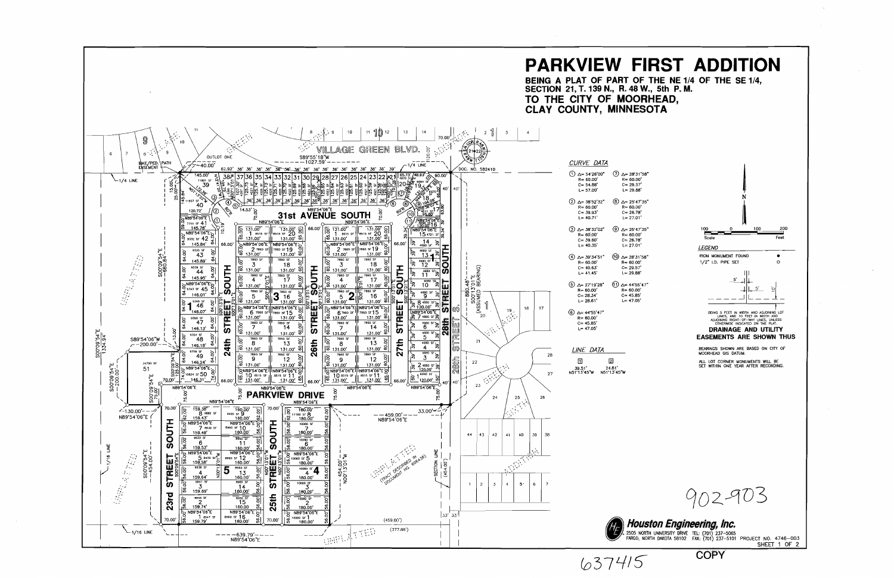# PARKVIEW FIRST ADDITION

**BEING A PLAT OF PART OF THE NE 1/4 OF THE SE 1/4, SECTION 21, T. 139 N., R. 48 W., 5th P. M.**

**TO THE CITY OF MOORHEAD, CLAY COUNTY, MINNESOTA**

*CURVE DATA*

| No. | Δ | R | C | L |
|---|---|---|---|---|
| 1 | 54°26'00" | 60.00' | 54.88' | 57.00' |
| 2 | 38°52'32" | 60.00' | 39.93' | 40.71' |
| 3 | 38°32'02" | 60.00' | 39.60' | 40.35' |
| 4 | 39°34'51" | 60.00' | 40.63' | 41.45' |
| 5 | 27°19'28" | 60.00' | 28.34' | 28.61' |
| 6 | 44°55'47" | 60.00' | 45.85' | 47.05' |
| 7 | 28°31'58" | 60.00' | 29.57' | 29.88' |
| 8 | 25°47'35" | 60.00' | 26.78' | 27.01' |
| 9 | 25°47'35" | 60.00' | 26.78' | 27.01' |
| 10 | 28°31'58" | 60.00' | 29.57' | 29.88' |
| 11 | 44°55'47" | 60.00' | 45.85' | 47.05' |

*LINE DATA*

| No. | Length | Bearing |
|---|---|---|
| 1 | 39.51' | N51°13'45"W |
| 2 | 24.81' | N51°13'45"W |

*LEGEND*

- IRON MONUMENT FOUND ●
- 1/2" I.D. PIPE SET ○

BEING 5 FEET IN WIDTH AND ADJOINING LOT LINES, AND 10 FEET IN WIDTH AND ADJOINING RIGHT-OF-WAY LINES, UNLESS OTHERWISE INDICATED ON THE PLAT.

**DRAINAGE AND UTILITY EASEMENTS ARE SHOWN THUS**

BEARINGS SHOWN ARE BASED ON CITY OF MOORHEAD GIS DATUM.

ALL LOT CORNER MONUMENTS WILL BE SET WITHIN ONE YEAR AFTER RECORDING.

Scale 100 0 100 200 Feet

VILLAGE GREEN BLVD. — 31st AVENUE SOUTH — PARKVIEW DRIVE — 23rd STREET SOUTH — 24th STREET SOUTH — 25th STREET SOUTH — 26th STREET SOUTH — 27th STREET SOUTH — 28th STREET SOUTH

OUTLOT ONE — BIKE/PED. PATH EASEMENT — DOC. NO. 582410 — UNPLATTED (TRACT DESCRIBED IN DOCUMENT NO. 606436) — SECTION LINE — 1/4 LINE — 1/16 LINE

S89°55'18"W 1027.59' — S00°13'01"E (ASSUMED BEARING) 880.48' — S00°09'54"E 1334.94' — N89°54'06"E 639.79' — N89°54'06"E 459.00'

902-903

**Houston Engineering, Inc.**
2505 NORTH UNIVERSITY DRIVE TEL: (701) 237-5065
FARGO, NORTH DAKOTA 58102 FAX: (701) 237-5101 PROJECT NO. 4746-003
SHEET 1 OF 2

637415

COPY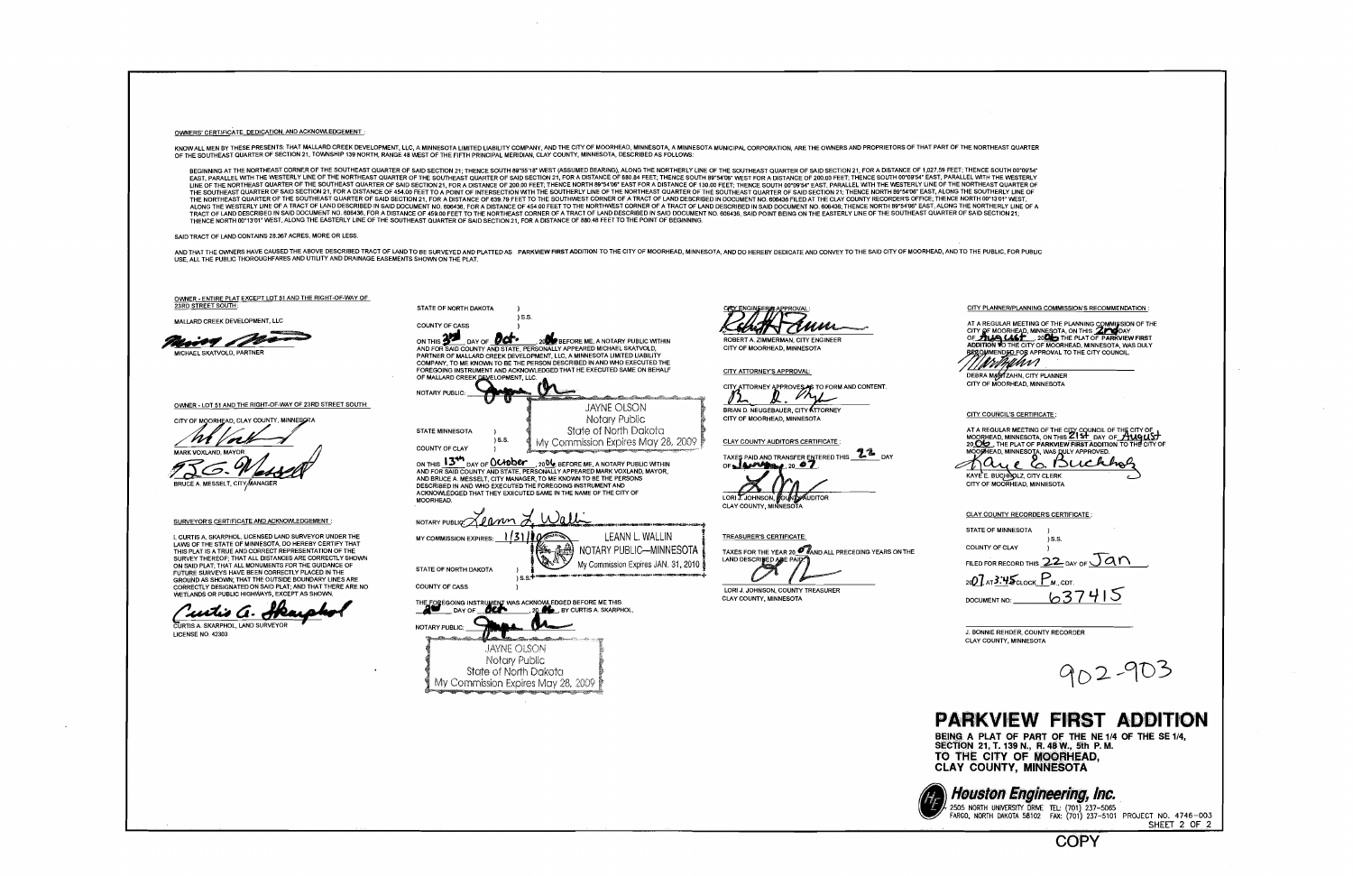OWNERS' CERTIFICATE, DEDICATION, AND ACKNOWLEDGEMENT :

KNOW ALL MEN BY THESE PRESENTS: THAT MALLARD CREEK DEVELOPMENT, LLC, A MINNESOTA LIMITED LIABILITY COMPANY, AND THE CITY OF MOORHEAD, MINNESOTA, A MINNESOTA MUNICIPAL CORPORATION, ARE THE OWNERS AND PROPRIETORS OF THAT PART OF THE NORTHEAST QUARTER OF THE SOUTHEAST QUARTER OF SECTION 21, TOWNSHIP 139 NORTH, RANGE 48 WEST OF THE FIFTH PRINCIPAL MERIDIAN, CLAY COUNTY, MINNESOTA, DESCRIBED AS FOLLOWS:

BEGINNING AT THE NORTHEAST CORNER OF THE SOUTHEAST QUARTER OF SAID SECTION 21; THENCE SOUTH 89°55'18" WEST (ASSUMED BEARING), ALONG THE NORTHERLY LINE OF THE SOUTHEAST QUARTER OF SAID SECTION 21, FOR A DISTANCE OF 1,027.59 FEET; THENCE SOUTH 00°09'54" EAST, PARALLEL WITH THE WESTERLY LINE OF THE NORTHEAST QUARTER OF THE SOUTHEAST QUARTER OF SAID SECTION 21, FOR A DISTANCE OF 680.84 FEET; THENCE SOUTH 89°54'06" WEST FOR A DISTANCE OF 200.00 FEET; THENCE SOUTH 00°09'54" EAST, PARALLEL WITH THE WESTERLY LINE OF THE NORTHEAST QUARTER OF THE SOUTHEAST QUARTER OF SAID SECTION 21, FOR A DISTANCE OF 200.00 FEET; THENCE NORTH 89°54'06" EAST FOR A DISTANCE OF 130.00 FEET; THENCE SOUTH 00°09'54" EAST, PARALLEL WITH THE WESTERLY LINE OF THE NORTHEAST QUARTER OF THE SOUTHEAST QUARTER OF SAID SECTION 21, FOR A DISTANCE OF 454.00 FEET TO A POINT OF INTERSECTION WITH THE SOUTHERLY LINE OF THE NORTHEAST QUARTER OF THE SOUTHEAST QUARTER OF SAID SECTION 21; THENCE NORTH 89°54'06" EAST, ALONG THE SOUTHERLY LINE OF THE NORTHEAST QUARTER OF THE SOUTHEAST QUARTER OF SAID SECTION 21, FOR A DISTANCE OF 639.79 FEET TO THE SOUTHWEST CORNER OF A TRACT OF LAND DESCRIBED IN DOCUMENT NO. 606436 FILED AT THE CLAY COUNTY RECORDER'S OFFICE; THENCE NORTH 00°13'01" WEST, ALONG THE WESTERLY LINE OF A TRACT OF LAND DESCRIBED IN SAID DOCUMENT NO. 606436, FOR A DISTANCE OF 454.00 FEET TO THE NORTHWEST CORNER OF A TRACT OF LAND DESCRIBED IN DOCUMENT NO. 606436; THENCE NORTH 89°54'06" EAST, ALONG THE NORTHERLY LINE OF A TRACT OF LAND DESCRIBED IN SAID DOCUMENT NO. 606436, FOR A DISTANCE OF 459.00 FEET TO THE NORTHEAST CORNER OF A TRACT OF LAND DESCRIBED IN SAID DOCUMENT NO. 606436, SAID POINT BEING ON THE EASTERLY LINE OF THE SOUTHEAST QUARTER OF SAID SECTION 21; THENCE NORTH 00°13'01" WEST, ALONG THE EASTERLY LINE OF THE SOUTHEAST QUARTER OF SAID SECTION 21, FOR A DISTANCE OF 880.48 FEET TO THE POINT OF BEGINNING.

SAID TRACT OF LAND CONTAINS 28.367 ACRES, MORE OR LESS.

AND THAT THE OWNERS HAVE CAUSED THE ABOVE DESCRIBED TRACT OF LAND TO BE SURVEYED AND PLATTED AS PARKVIEW FIRST ADDITION TO THE CITY OF MOORHEAD, MINNESOTA, AND DO HEREBY DEDICATE AND CONVEY TO THE SAID CITY OF MOORHEAD, AND TO THE PUBLIC, FOR PUBLIC USE, ALL THE PUBLIC THOROUGHFARES AND UTILITY AND DRAINAGE EASEMENTS SHOWN ON THE PLAT.

OWNER - ENTIRE PLAT EXCEPT LOT 51 AND THE RIGHT-OF-WAY OF 23RD STREET SOUTH:

MALLARD CREEK DEVELOPMENT, LLC

MICHAEL SKATVOLD, PARTNER

OWNER - LOT 51 AND THE RIGHT-OF-WAY OF 23RD STREET SOUTH:

CITY OF MOORHEAD, CLAY COUNTY, MINNESOTA

MARK VOXLAND, MAYOR

BRUCE A. MESSELT, CITY MANAGER

SURVEYOR'S CERTIFICATE AND ACKNOWLEDGEMENT :

I, CURTIS A. SKARPHOL, LICENSED LAND SURVEYOR UNDER THE LAWS OF THE STATE OF MINNESOTA, DO HEREBY CERTIFY THAT THIS PLAT IS A TRUE AND CORRECT REPRESENTATION OF THE SURVEY THEREOF; THAT ALL DISTANCES ARE CORRECTLY SHOWN ON SAID PLAT; THAT ALL MONUMENTS FOR THE GUIDANCE OF FUTURE SURVEYS HAVE BEEN CORRECTLY PLACED IN THE GROUND AS SHOWN; THAT THE OUTSIDE BOUNDARY LINES ARE CORRECTLY DESIGNATED ON SAID PLAT; AND THAT THERE ARE NO WETLANDS OR PUBLIC HIGHWAYS, EXCEPT AS SHOWN.

CURTIS A. SKARPHOL, LAND SURVEYOR
LICENSE NO. 42303

STATE OF NORTH DAKOTA )
) S.S.
COUNTY OF CASS )

ON THIS 3rd DAY OF Oct., 2006 BEFORE ME, A NOTARY PUBLIC WITHIN AND FOR SAID COUNTY AND STATE, PERSONALLY APPEARED MICHAEL SKATVOLD, PARTNER OF MALLARD CREEK DEVELOPMENT, LLC, A MINNESOTA LIMITED LIABILITY COMPANY, TO ME KNOWN TO BE THE PERSON DESCRIBED IN AND WHO EXECUTED THE FOREGOING INSTRUMENT AND ACKNOWLEDGED THAT HE EXECUTED SAME ON BEHALF OF MALLARD CREEK DEVELOPMENT, LLC.

NOTARY PUBLIC:

JAYNE OLSON
Notary Public
State of North Dakota
My Commission Expires May 28, 2009

STATE MINNESOTA )
) S.S.
COUNTY OF CLAY )

ON THIS 13th DAY OF October, 2006 BEFORE ME, A NOTARY PUBLIC WITHIN AND FOR SAID COUNTY AND STATE, PERSONALLY APPEARED MARK VOXLAND, MAYOR, AND BRUCE A. MESSELT, CITY MANAGER, TO ME KNOWN TO BE THE PERSONS DESCRIBED IN AND WHO EXECUTED THE FOREGOING INSTRUMENT AND ACKNOWLEDGED THAT THEY EXECUTED SAME IN THE NAME OF THE CITY OF MOORHEAD.

NOTARY PUBLIC: Leann L. Wallin

MY COMMISSION EXPIRES: 1/31/10

LEANN L. WALLIN
NOTARY PUBLIC—MINNESOTA
My Commission Expires JAN. 31, 2010

STATE OF NORTH DAKOTA )
) S.S.
COUNTY OF CASS )

THE FOREGOING INSTRUMENT WAS ACKNOWLEDGED BEFORE ME THIS 3rd DAY OF Oct, 2006, BY CURTIS A. SKARPHOL.

NOTARY PUBLIC:

JAYNE OLSON
Notary Public
State of North Dakota
My Commission Expires May 28, 2009

CITY ENGINEER'S APPROVAL :

ROBERT A. ZIMMERMAN, CITY ENGINEER
CITY OF MOORHEAD, MINNESOTA

CITY ATTORNEY'S APPROVAL :

CITY ATTORNEY APPROVES AS TO FORM AND CONTENT.

BRIAN D. NEUGEBAUER, CITY ATTORNEY
CITY OF MOORHEAD, MINNESOTA

CLAY COUNTY AUDITOR'S CERTIFICATE :

TAXES PAID AND TRANSFER ENTERED THIS 22 DAY OF January, 2007

LORI J. JOHNSON, COUNTY AUDITOR
CLAY COUNTY, MINNESOTA

TREASURER'S CERTIFICATE :

TAXES FOR THE YEAR 2007 AND ALL PRECEDING YEARS ON THE LAND DESCRIBED ARE PAID.

LORI J. JOHNSON, COUNTY TREASURER
CLAY COUNTY, MINNESOTA

CITY PLANNER/PLANNING COMMISSION'S RECOMMENDATION :

AT A REGULAR MEETING OF THE PLANNING COMMISSION OF THE CITY OF MOORHEAD, MINNESOTA, ON THIS 2nd DAY OF August 2006 THE PLAT OF PARKVIEW FIRST ADDITION TO THE CITY OF MOORHEAD, MINNESOTA, WAS DULY RECOMMENDED FOR APPROVAL TO THE CITY COUNCIL.

DEBRA MARTZAHN, CITY PLANNER
CITY OF MOORHEAD, MINNESOTA

CITY COUNCIL'S CERTIFICATE :

AT A REGULAR MEETING OF THE CITY COUNCIL OF THE CITY OF MOORHEAD, MINNESOTA, ON THIS 21st DAY OF August 2006 THE PLAT OF PARKVIEW FIRST ADDITION TO THE CITY OF MOORHEAD, MINNESOTA, WAS DULY APPROVED.

KAYE E. BUCHHOLZ, CITY CLERK
CITY OF MOORHEAD, MINNESOTA

CLAY COUNTY RECORDER'S CERTIFICATE :

STATE OF MINNESOTA )
) S.S.
COUNTY OF CLAY )

FILED FOR RECORD THIS 22 DAY OF Jan, 2007 AT 3:45 O'CLOCK P M., CDT.

DOCUMENT NO: 637415

J. BONNIE REHDER, COUNTY RECORDER
CLAY COUNTY, MINNESOTA

902-903

# PARKVIEW FIRST ADDITION

**BEING A PLAT OF PART OF THE NE 1/4 OF THE SE 1/4, SECTION 21, T. 139 N., R. 48 W., 5th P. M. TO THE CITY OF MOORHEAD, CLAY COUNTY, MINNESOTA**

**Houston Engineering, Inc.**
2505 NORTH UNIVERSITY DRIVE TEL: (701) 237-5065
FARGO, NORTH DAKOTA 58102 FAX: (701) 237-5101 PROJECT NO. 4746-003

SHEET 2 OF 2

COPY